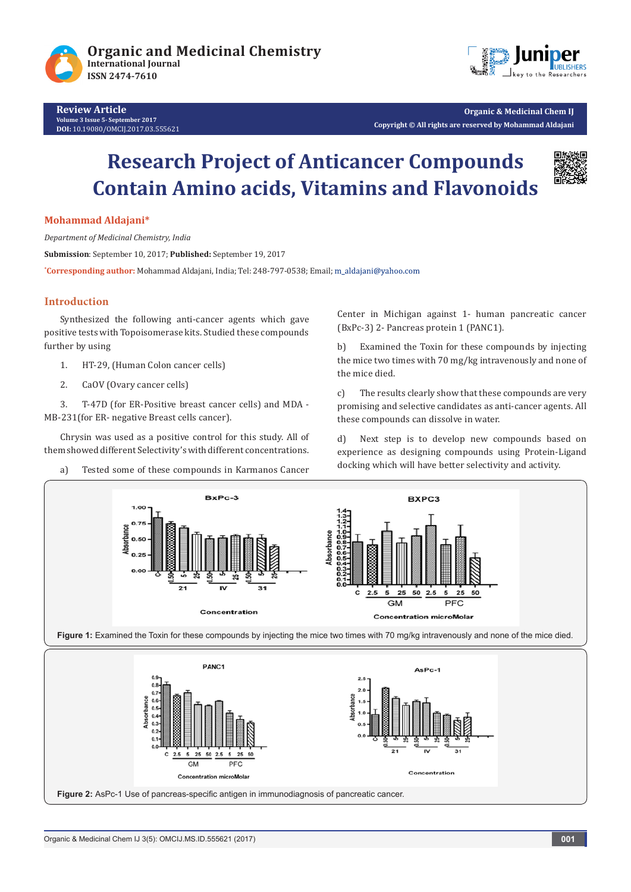# Research Project of Anticancer Compounds Contain Amino acids, Vitamins and Flavonoids

**Mohammad Aldajani***

*Department of Medicinal Chemistry, India*

**Submission**: September 10, 2017; **Published:** September 19, 2017

***Corresponding author:** Mohammad Aldajani, India; Tel: 248-797-0538; Email: m_aldajani@yahoo.com

## Introduction

Synthesized the following anti-cancer agents which gave positive tests with Topoisomerase kits. Studied these compounds further by using

1. HT-29, (Human Colon cancer cells)
2. CaOV (Ovary cancer cells)
3. T-47D (for ER-Positive breast cancer cells) and MDA - MB-231(for ER- negative Breast cells cancer).

Chrysin was used as a positive control for this study. All of them showed different Selectivity's with different concentrations.

a) Tested some of these compounds in Karmanos Cancer Center in Michigan against 1- human pancreatic cancer (BxPc-3) 2- Pancreas protein 1 (PANC1).

b) Examined the Toxin for these compounds by injecting the mice two times with 70 mg/kg intravenously and none of the mice died.

c) The results clearly show that these compounds are very promising and selective candidates as anti-cancer agents. All these compounds can dissolve in water.

d) Next step is to develop new compounds based on experience as designing compounds using Protein-Ligand docking which will have better selectivity and activity.

**Figure 1:** Examined the Toxin for these compounds by injecting the mice two times with 70 mg/kg intravenously and none of the mice died.

**Figure 2:** AsPc-1 Use of pancreas-specific antigen in immunodiagnosis of pancreatic cancer.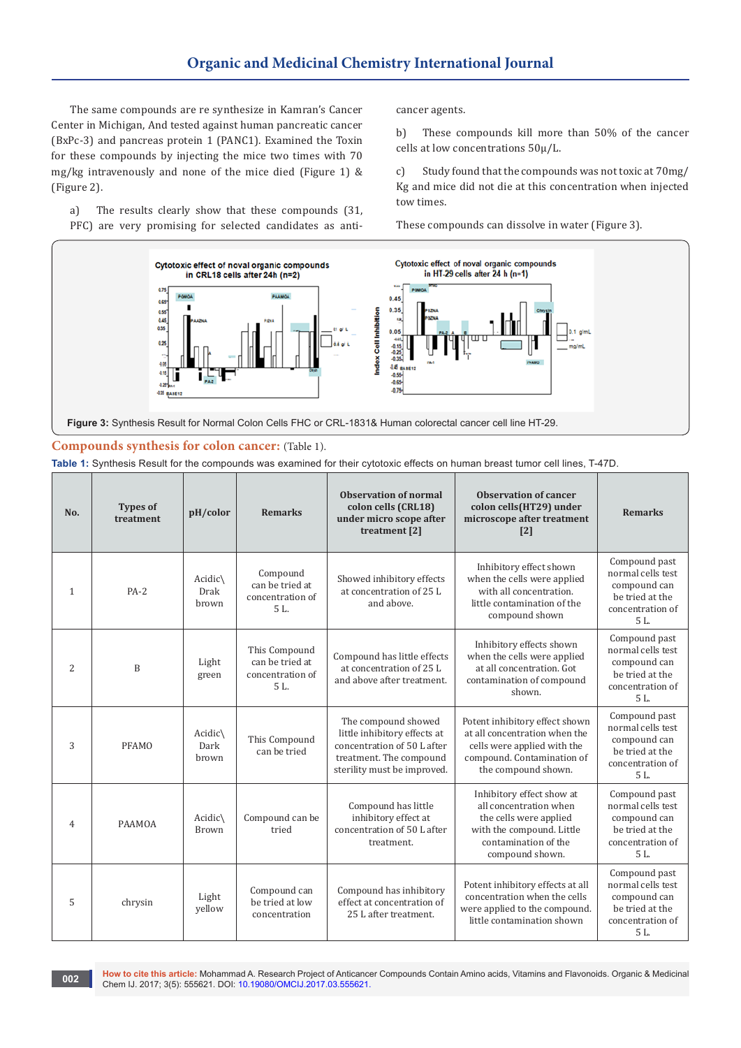The same compounds are re synthesize in Kamran's Cancer Center in Michigan, And tested against human pancreatic cancer (BxPc-3) and pancreas protein 1 (PANC1). Examined the Toxin for these compounds by injecting the mice two times with 70 mg/kg intravenously and none of the mice died (Figure 1) & (Figure 2).

a) The results clearly show that these compounds (31, PFC) are very promising for selected candidates as anti-cancer agents.

b) These compounds kill more than 50% of the cancer cells at low concentrations 50μ/L.

c) Study found that the compounds was not toxic at 70mg/Kg and mice did not die at this concentration when injected tow times.

These compounds can dissolve in water (Figure 3).

**Figure 3:** Synthesis Result for Normal Colon Cells FHC or CRL-1831& Human colorectal cancer cell line HT-29.

## Compounds synthesis for colon cancer: (Table 1).

**Table 1:** Synthesis Result for the compounds was examined for their cytotoxic effects on human breast tumor cell lines, T-47D.

| No. | Types of treatment | pH/color | Remarks | Observation of normal colon cells (CRL18) under micro scope after treatment [2] | Observation of cancer colon cells(HT29) under microscope after treatment [2] | Remarks |
|---|---|---|---|---|---|---|
| 1 | PA-2 | Acidic\ Drak brown | Compound can be tried at concentration of 5 L. | Showed inhibitory effects at concentration of 25 L and above. | Inhibitory effect shown when the cells were applied with all concentration. little contamination of the compound shown | Compound past normal cells test compound can be tried at the concentration of 5 L. |
| 2 | B | Light green | This Compound can be tried at concentration of 5 L. | Compound has little effects at concentration of 25 L and above after treatment. | Inhibitory effects shown when the cells were applied at all concentration. Got contamination of compound shown. | Compound past normal cells test compound can be tried at the concentration of 5 L. |
| 3 | PFAMO | Acidic\ Dark brown | This Compound can be tried | The compound showed little inhibitory effects at concentration of 50 L after treatment. The compound sterility must be improved. | Potent inhibitory effect shown at all concentration when the cells were applied with the compound. Contamination of the compound shown. | Compound past normal cells test compound can be tried at the concentration of 5 L. |
| 4 | PAAMOA | Acidic\ Brown | Compound can be tried | Compound has little inhibitory effect at concentration of 50 L after treatment. | Inhibitory effect show at all concentration when the cells were applied with the compound. Little contamination of the compound shown. | Compound past normal cells test compound can be tried at the concentration of 5 L. |
| 5 | chrysin | Light yellow | Compound can be tried at low concentration | Compound has inhibitory effect at concentration of 25 L after treatment. | Potent inhibitory effects at all concentration when the cells were applied to the compound. little contamination shown | Compound past normal cells test compound can be tried at the concentration of 5 L. |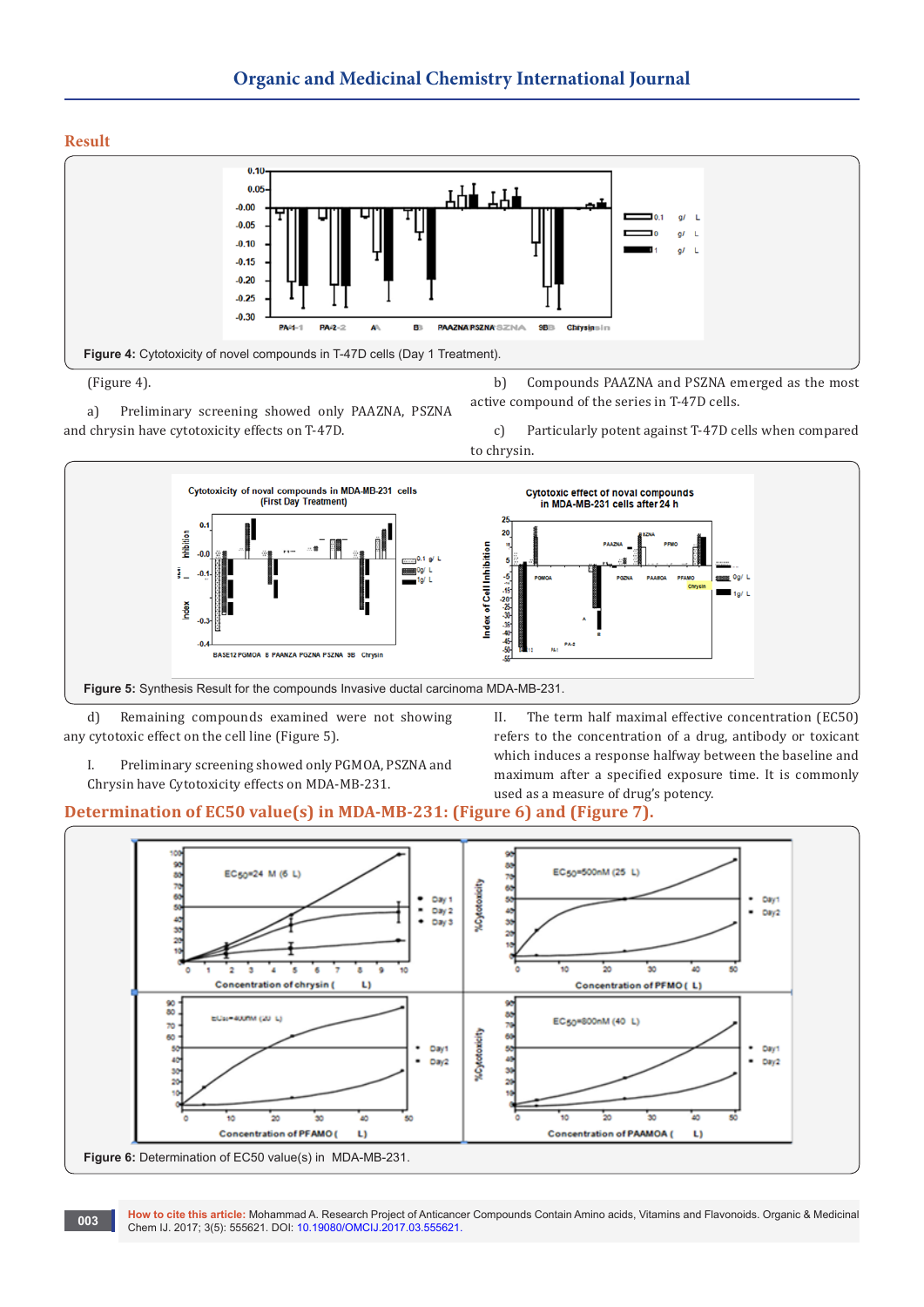## Result

Figure 4: Cytotoxicity of novel compounds in T-47D cells (Day 1 Treatment).

(Figure 4).

a) Preliminary screening showed only PAAZNA, PSZNA and chrysin have cytotoxicity effects on T-47D.

b) Compounds PAAZNA and PSZNA emerged as the most active compound of the series in T-47D cells.

c) Particularly potent against T-47D cells when compared to chrysin.

Figure 5: Synthesis Result for the compounds Invasive ductal carcinoma MDA-MB-231.

d) Remaining compounds examined were not showing any cytotoxic effect on the cell line (Figure 5).

I. Preliminary screening showed only PGMOA, PSZNA and Chrysin have Cytotoxicity effects on MDA-MB-231.

II. The term half maximal effective concentration (EC50) refers to the concentration of a drug, antibody or toxicant which induces a response halfway between the baseline and maximum after a specified exposure time. It is commonly used as a measure of drug's potency.

## Determination of EC50 value(s) in MDA-MB-231: (Figure 6) and (Figure 7).

Figure 6: Determination of EC50 value(s) in MDA-MB-231.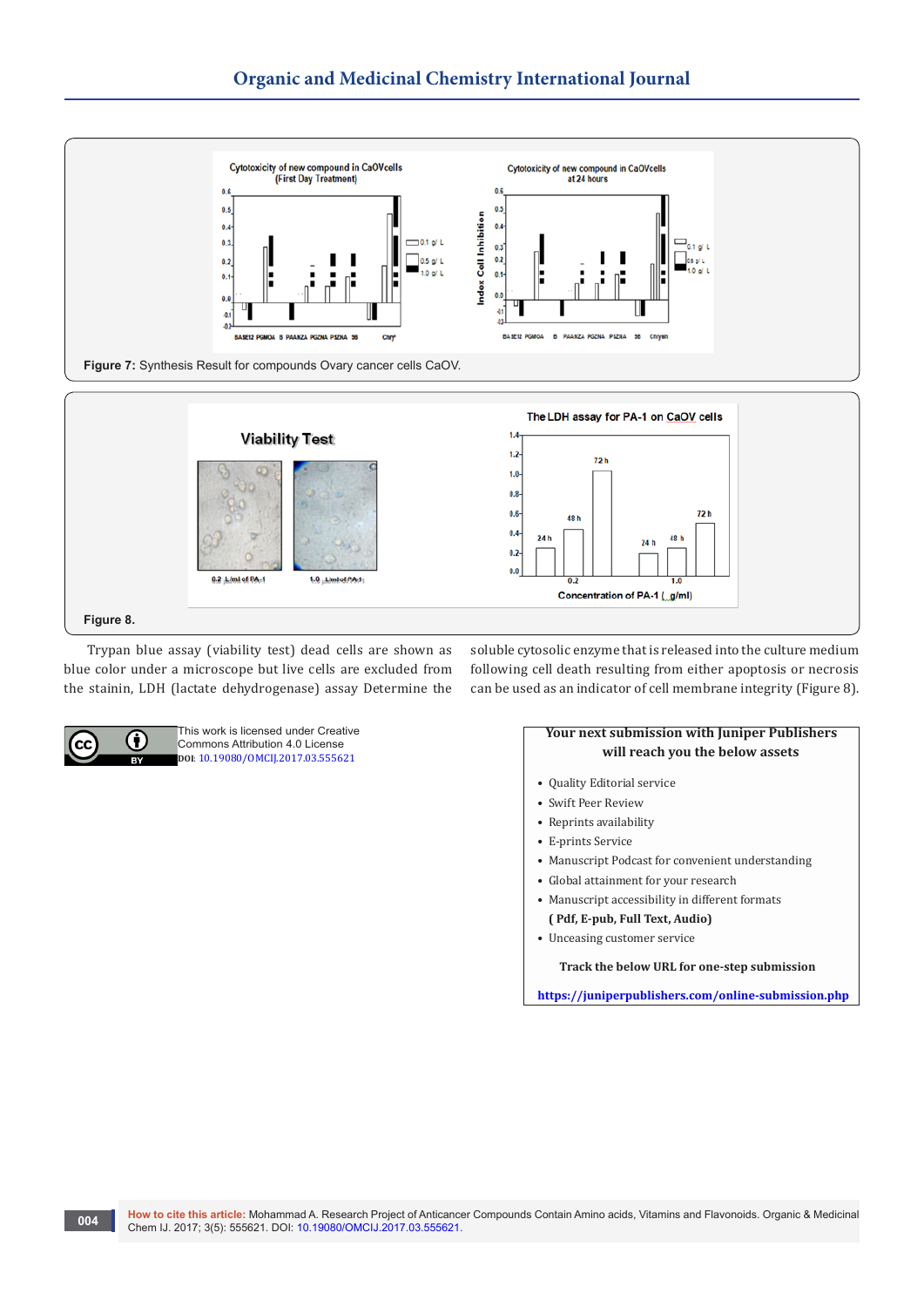Cytotoxicity of new compound in CaOVcells
(First Day Treatment)

0.6
0.5
0.4
0.3
0.2
0.1
0.0
-0.1
-0.2

0.1 g/ L
0.5 g/ L
1.0 g/ L

BASE12 PGMOA B PAANZA PGZNA PSZNA 38 Chry

Cytotoxicity of new compound in CaOVcells
at 24 hours

Index Cell Inhibition

0.5
0.4
0.3
0.2
0.1
0.0
-0.1
-0.2

0.1 g/ L
0.5 g/ L
1.0 g/ L

BA SE12 PGMOA B PAANZA PGZNA PSZNA 38 Chrysin

**Figure 7:** Synthesis Result for compounds Ovary cancer cells CaOV.

Viability Test

0.2 L/ml of PA-1
1.0 L/ml of PA-1

The LDH assay for PA-1 on CaOV cells

1.4
1.2
1.0
0.8
0.6
0.4
0.2
0.0

24 h
48 h
72 h
24 h
48 h
72 h

0.2
1.0

Concentration of PA-1 ( g/ml)

**Figure 8.**

Trypan blue assay (viability test) dead cells are shown as blue color under a microscope but live cells are excluded from the stainin, LDH (lactate dehydrogenase) assay Determine the soluble cytosolic enzyme that is released into the culture medium following cell death resulting from either apoptosis or necrosis can be used as an indicator of cell membrane integrity (Figure 8).

This work is licensed under Creative Commons Attribution 4.0 License
DOI: 10.19080/OMCIJ.2017.03.555621

**Your next submission with Juniper Publishers will reach you the below assets**

- Quality Editorial service
- Swift Peer Review
- Reprints availability
- E-prints Service
- Manuscript Podcast for convenient understanding
- Global attainment for your research
- Manuscript accessibility in different formats
  **( Pdf, E-pub, Full Text, Audio)**
- Unceasing customer service

**Track the below URL for one-step submission**

**https://juniperpublishers.com/online-submission.php**

**How to cite this article:** Mohammad A. Research Project of Anticancer Compounds Contain Amino acids, Vitamins and Flavonoids. Organic & Medicinal Chem IJ. 2017; 3(5): 555621. DOI: 10.19080/OMCIJ.2017.03.555621.